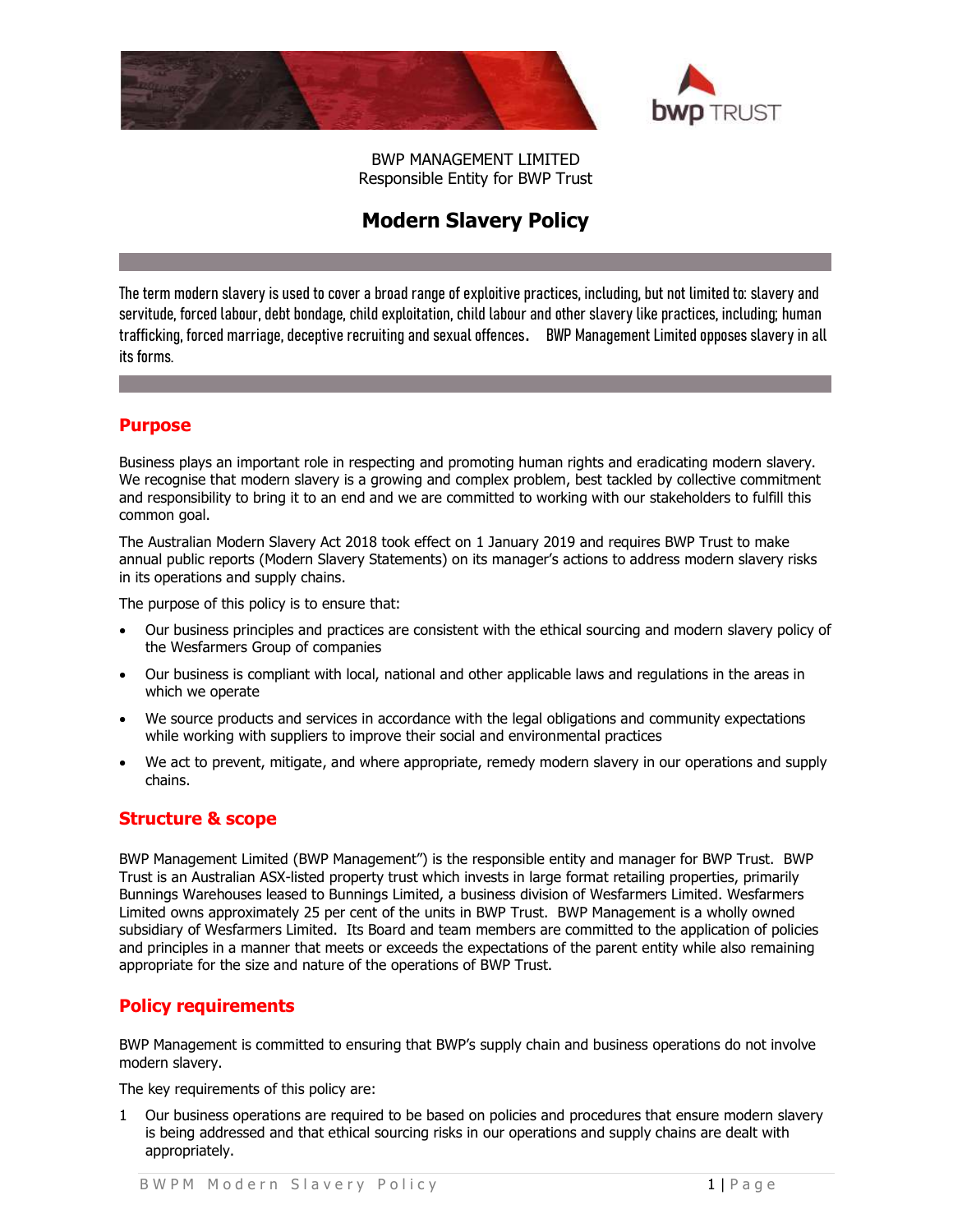BWP MANAGEMENT LIMITED
Responsible Entity for BWP Trust

# Modern Slavery Policy

The term modern slavery is used to cover a broad range of exploitive practices, including, but not limited to: slavery and servitude, forced labour, debt bondage, child exploitation, child labour and other slavery like practices, including; human trafficking, forced marriage, deceptive recruiting and sexual offences. BWP Management Limited opposes slavery in all its forms.

## Purpose

Business plays an important role in respecting and promoting human rights and eradicating modern slavery. We recognise that modern slavery is a growing and complex problem, best tackled by collective commitment and responsibility to bring it to an end and we are committed to working with our stakeholders to fulfill this common goal.

The Australian Modern Slavery Act 2018 took effect on 1 January 2019 and requires BWP Trust to make annual public reports (Modern Slavery Statements) on its manager's actions to address modern slavery risks in its operations and supply chains.

The purpose of this policy is to ensure that:

- Our business principles and practices are consistent with the ethical sourcing and modern slavery policy of the Wesfarmers Group of companies
- Our business is compliant with local, national and other applicable laws and regulations in the areas in which we operate
- We source products and services in accordance with the legal obligations and community expectations while working with suppliers to improve their social and environmental practices
- We act to prevent, mitigate, and where appropriate, remedy modern slavery in our operations and supply chains.

## Structure & scope

BWP Management Limited (BWP Management") is the responsible entity and manager for BWP Trust. BWP Trust is an Australian ASX-listed property trust which invests in large format retailing properties, primarily Bunnings Warehouses leased to Bunnings Limited, a business division of Wesfarmers Limited. Wesfarmers Limited owns approximately 25 per cent of the units in BWP Trust. BWP Management is a wholly owned subsidiary of Wesfarmers Limited. Its Board and team members are committed to the application of policies and principles in a manner that meets or exceeds the expectations of the parent entity while also remaining appropriate for the size and nature of the operations of BWP Trust.

## Policy requirements

BWP Management is committed to ensuring that BWP's supply chain and business operations do not involve modern slavery.

The key requirements of this policy are:

1 Our business operations are required to be based on policies and procedures that ensure modern slavery is being addressed and that ethical sourcing risks in our operations and supply chains are dealt with appropriately.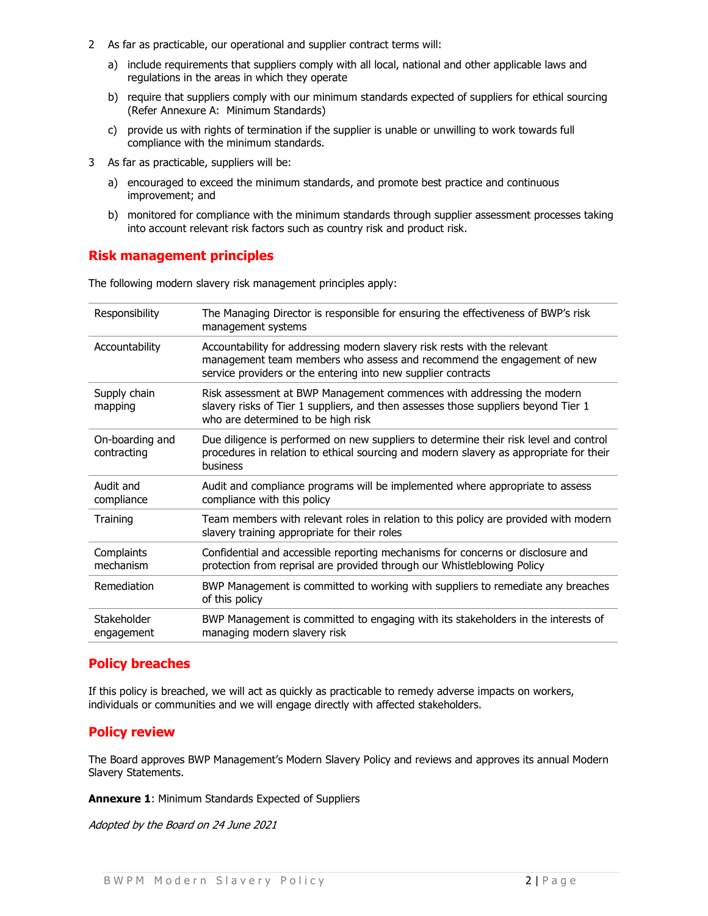2. As far as practicable, our operational and supplier contract terms will:

   a) include requirements that suppliers comply with all local, national and other applicable laws and regulations in the areas in which they operate

   b) require that suppliers comply with our minimum standards expected of suppliers for ethical sourcing (Refer Annexure A: Minimum Standards)

   c) provide us with rights of termination if the supplier is unable or unwilling to work towards full compliance with the minimum standards.

3. As far as practicable, suppliers will be:

   a) encouraged to exceed the minimum standards, and promote best practice and continuous improvement; and

   b) monitored for compliance with the minimum standards through supplier assessment processes taking into account relevant risk factors such as country risk and product risk.

## Risk management principles

The following modern slavery risk management principles apply:

| | |
|---|---|
| Responsibility | The Managing Director is responsible for ensuring the effectiveness of BWP's risk management systems |
| Accountability | Accountability for addressing modern slavery risk rests with the relevant management team members who assess and recommend the engagement of new service providers or the entering into new supplier contracts |
| Supply chain mapping | Risk assessment at BWP Management commences with addressing the modern slavery risks of Tier 1 suppliers, and then assesses those suppliers beyond Tier 1 who are determined to be high risk |
| On-boarding and contracting | Due diligence is performed on new suppliers to determine their risk level and control procedures in relation to ethical sourcing and modern slavery as appropriate for their business |
| Audit and compliance | Audit and compliance programs will be implemented where appropriate to assess compliance with this policy |
| Training | Team members with relevant roles in relation to this policy are provided with modern slavery training appropriate for their roles |
| Complaints mechanism | Confidential and accessible reporting mechanisms for concerns or disclosure and protection from reprisal are provided through our Whistleblowing Policy |
| Remediation | BWP Management is committed to working with suppliers to remediate any breaches of this policy |
| Stakeholder engagement | BWP Management is committed to engaging with its stakeholders in the interests of managing modern slavery risk |

## Policy breaches

If this policy is breached, we will act as quickly as practicable to remedy adverse impacts on workers, individuals or communities and we will engage directly with affected stakeholders.

## Policy review

The Board approves BWP Management's Modern Slavery Policy and reviews and approves its annual Modern Slavery Statements.

**Annexure 1**: Minimum Standards Expected of Suppliers

*Adopted by the Board on 24 June 2021*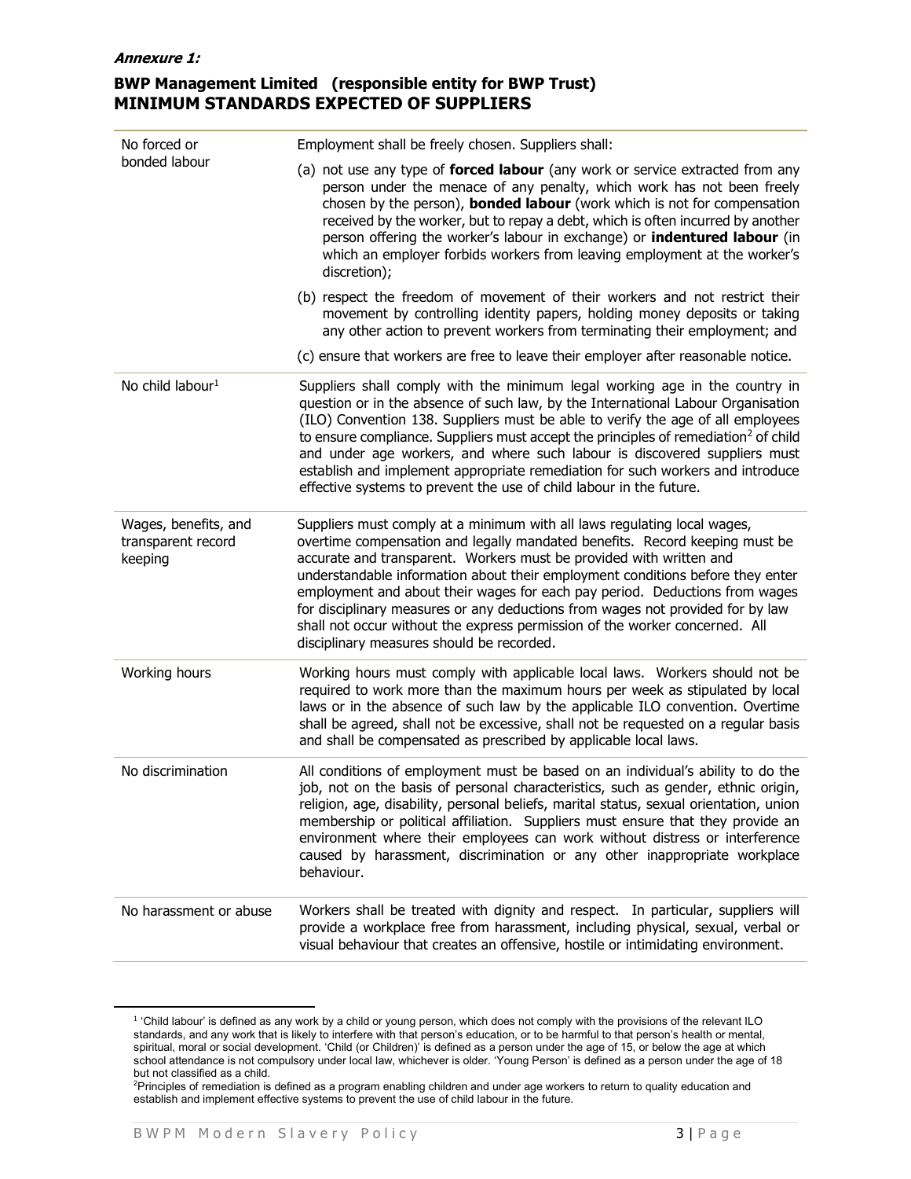***Annexure 1:***

## BWP Management Limited (responsible entity for BWP Trust)
## MINIMUM STANDARDS EXPECTED OF SUPPLIERS

| | |
|---|---|
| No forced or bonded labour | Employment shall be freely chosen. Suppliers shall:<br>(a) not use any type of **forced labour** (any work or service extracted from any person under the menace of any penalty, which work has not been freely chosen by the person), **bonded labour** (work which is not for compensation received by the worker, but to repay a debt, which is often incurred by another person offering the worker's labour in exchange) or **indentured labour** (in which an employer forbids workers from leaving employment at the worker's discretion);<br>(b) respect the freedom of movement of their workers and not restrict their movement by controlling identity papers, holding money deposits or taking any other action to prevent workers from terminating their employment; and<br>(c) ensure that workers are free to leave their employer after reasonable notice. |
| No child labour[1] | Suppliers shall comply with the minimum legal working age in the country in question or in the absence of such law, by the International Labour Organisation (ILO) Convention 138. Suppliers must be able to verify the age of all employees to ensure compliance. Suppliers must accept the principles of remediation[2] of child and under age workers, and where such labour is discovered suppliers must establish and implement appropriate remediation for such workers and introduce effective systems to prevent the use of child labour in the future. |
| Wages, benefits, and transparent record keeping | Suppliers must comply at a minimum with all laws regulating local wages, overtime compensation and legally mandated benefits. Record keeping must be accurate and transparent. Workers must be provided with written and understandable information about their employment conditions before they enter employment and about their wages for each pay period. Deductions from wages for disciplinary measures or any deductions from wages not provided for by law shall not occur without the express permission of the worker concerned. All disciplinary measures should be recorded. |
| Working hours | Working hours must comply with applicable local laws. Workers should not be required to work more than the maximum hours per week as stipulated by local laws or in the absence of such law by the applicable ILO convention. Overtime shall be agreed, shall not be excessive, shall not be requested on a regular basis and shall be compensated as prescribed by applicable local laws. |
| No discrimination | All conditions of employment must be based on an individual's ability to do the job, not on the basis of personal characteristics, such as gender, ethnic origin, religion, age, disability, personal beliefs, marital status, sexual orientation, union membership or political affiliation. Suppliers must ensure that they provide an environment where their employees can work without distress or interference caused by harassment, discrimination or any other inappropriate workplace behaviour. |
| No harassment or abuse | Workers shall be treated with dignity and respect. In particular, suppliers will provide a workplace free from harassment, including physical, sexual, verbal or visual behaviour that creates an offensive, hostile or intimidating environment. |

---

[1] 'Child labour' is defined as any work by a child or young person, which does not comply with the provisions of the relevant ILO standards, and any work that is likely to interfere with that person's education, or to be harmful to that person's health or mental, spiritual, moral or social development. 'Child (or Children)' is defined as a person under the age of 15, or below the age at which school attendance is not compulsory under local law, whichever is older. 'Young Person' is defined as a person under the age of 18 but not classified as a child.

[2] Principles of remediation is defined as a program enabling children and under age workers to return to quality education and establish and implement effective systems to prevent the use of child labour in the future.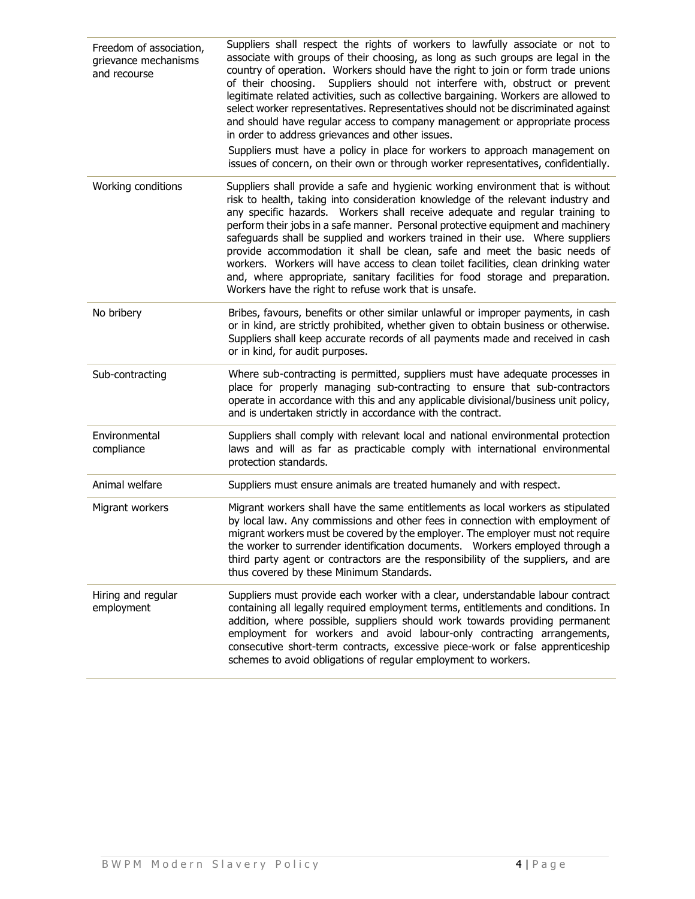| | |
|---|---|
| Freedom of association, grievance mechanisms and recourse | Suppliers shall respect the rights of workers to lawfully associate or not to associate with groups of their choosing, as long as such groups are legal in the country of operation. Workers should have the right to join or form trade unions of their choosing. Suppliers should not interfere with, obstruct or prevent legitimate related activities, such as collective bargaining. Workers are allowed to select worker representatives. Representatives should not be discriminated against and should have regular access to company management or appropriate process in order to address grievances and other issues.<br><br>Suppliers must have a policy in place for workers to approach management on issues of concern, on their own or through worker representatives, confidentially. |
| Working conditions | Suppliers shall provide a safe and hygienic working environment that is without risk to health, taking into consideration knowledge of the relevant industry and any specific hazards. Workers shall receive adequate and regular training to perform their jobs in a safe manner. Personal protective equipment and machinery safeguards shall be supplied and workers trained in their use. Where suppliers provide accommodation it shall be clean, safe and meet the basic needs of workers. Workers will have access to clean toilet facilities, clean drinking water and, where appropriate, sanitary facilities for food storage and preparation. Workers have the right to refuse work that is unsafe. |
| No bribery | Bribes, favours, benefits or other similar unlawful or improper payments, in cash or in kind, are strictly prohibited, whether given to obtain business or otherwise. Suppliers shall keep accurate records of all payments made and received in cash or in kind, for audit purposes. |
| Sub-contracting | Where sub-contracting is permitted, suppliers must have adequate processes in place for properly managing sub-contracting to ensure that sub-contractors operate in accordance with this and any applicable divisional/business unit policy, and is undertaken strictly in accordance with the contract. |
| Environmental compliance | Suppliers shall comply with relevant local and national environmental protection laws and will as far as practicable comply with international environmental protection standards. |
| Animal welfare | Suppliers must ensure animals are treated humanely and with respect. |
| Migrant workers | Migrant workers shall have the same entitlements as local workers as stipulated by local law. Any commissions and other fees in connection with employment of migrant workers must be covered by the employer. The employer must not require the worker to surrender identification documents. Workers employed through a third party agent or contractors are the responsibility of the suppliers, and are thus covered by these Minimum Standards. |
| Hiring and regular employment | Suppliers must provide each worker with a clear, understandable labour contract containing all legally required employment terms, entitlements and conditions. In addition, where possible, suppliers should work towards providing permanent employment for workers and avoid labour-only contracting arrangements, consecutive short-term contracts, excessive piece-work or false apprenticeship schemes to avoid obligations of regular employment to workers. |